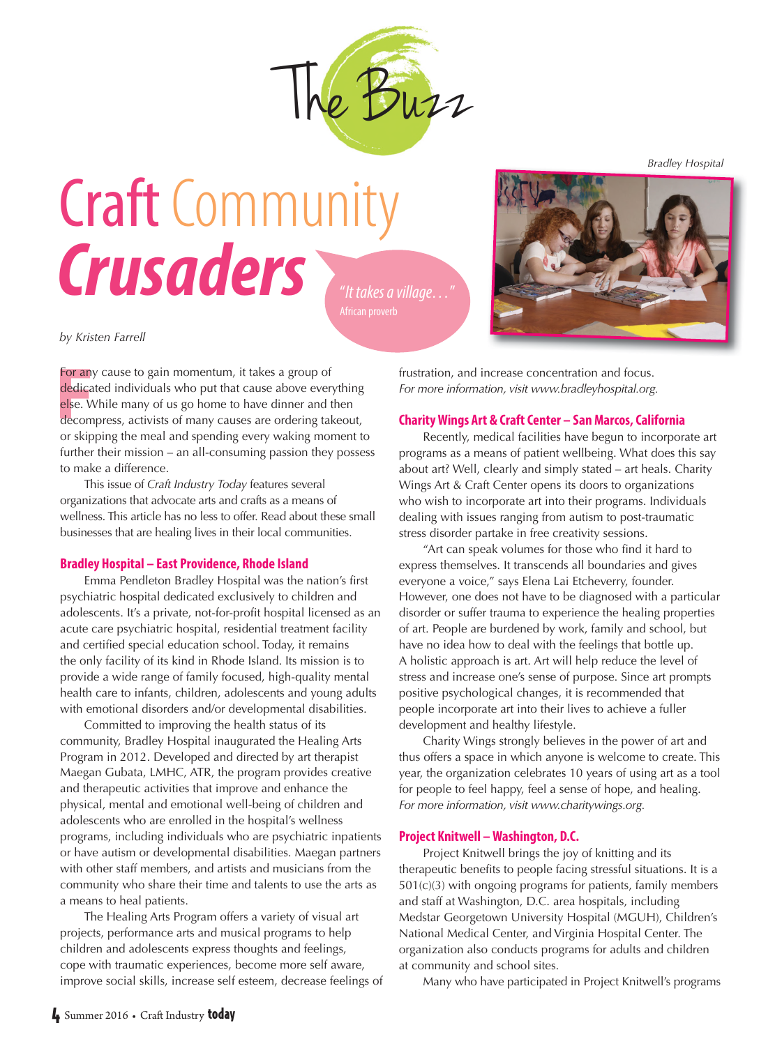The Buzz

# Craft Community *Crusaders*

*"It takes a village…"*
African proverb

Bradley Hospital

by Kristen Farrell

For any cause to gain momentum, it takes a group of dedicated individuals who put that cause above everything else. While many of us go home to have dinner and then decompress, activists of many causes are ordering takeout, or skipping the meal and spending every waking moment to further their mission – an all-consuming passion they possess to make a difference.

This issue of *Craft Industry Today* features several organizations that advocate arts and crafts as a means of wellness. This article has no less to offer. Read about these small businesses that are healing lives in their local communities.

### Bradley Hospital – East Providence, Rhode Island

Emma Pendleton Bradley Hospital was the nation's first psychiatric hospital dedicated exclusively to children and adolescents. It's a private, not-for-profit hospital licensed as an acute care psychiatric hospital, residential treatment facility and certified special education school. Today, it remains the only facility of its kind in Rhode Island. Its mission is to provide a wide range of family focused, high-quality mental health care to infants, children, adolescents and young adults with emotional disorders and/or developmental disabilities.

Committed to improving the health status of its community, Bradley Hospital inaugurated the Healing Arts Program in 2012. Developed and directed by art therapist Maegan Gubata, LMHC, ATR, the program provides creative and therapeutic activities that improve and enhance the physical, mental and emotional well-being of children and adolescents who are enrolled in the hospital's wellness programs, including individuals who are psychiatric inpatients or have autism or developmental disabilities. Maegan partners with other staff members, and artists and musicians from the community who share their time and talents to use the arts as a means to heal patients.

The Healing Arts Program offers a variety of visual art projects, performance arts and musical programs to help children and adolescents express thoughts and feelings, cope with traumatic experiences, become more self aware, improve social skills, increase self esteem, decrease feelings of frustration, and increase concentration and focus. *For more information, visit www.bradleyhospital.org.*

### Charity Wings Art & Craft Center – San Marcos, California

Recently, medical facilities have begun to incorporate art programs as a means of patient wellbeing. What does this say about art? Well, clearly and simply stated – art heals. Charity Wings Art & Craft Center opens its doors to organizations who wish to incorporate art into their programs. Individuals dealing with issues ranging from autism to post-traumatic stress disorder partake in free creativity sessions.

"Art can speak volumes for those who find it hard to express themselves. It transcends all boundaries and gives everyone a voice," says Elena Lai Etcheverry, founder. However, one does not have to be diagnosed with a particular disorder or suffer trauma to experience the healing properties of art. People are burdened by work, family and school, but have no idea how to deal with the feelings that bottle up. A holistic approach is art. Art will help reduce the level of stress and increase one's sense of purpose. Since art prompts positive psychological changes, it is recommended that people incorporate art into their lives to achieve a fuller development and healthy lifestyle.

Charity Wings strongly believes in the power of art and thus offers a space in which anyone is welcome to create. This year, the organization celebrates 10 years of using art as a tool for people to feel happy, feel a sense of hope, and healing. *For more information, visit www.charitywings.org.*

### Project Knitwell – Washington, D.C.

Project Knitwell brings the joy of knitting and its therapeutic benefits to people facing stressful situations. It is a 501(c)(3) with ongoing programs for patients, family members and staff at Washington, D.C. area hospitals, including Medstar Georgetown University Hospital (MGUH), Children's National Medical Center, and Virginia Hospital Center. The organization also conducts programs for adults and children at community and school sites.

Many who have participated in Project Knitwell's programs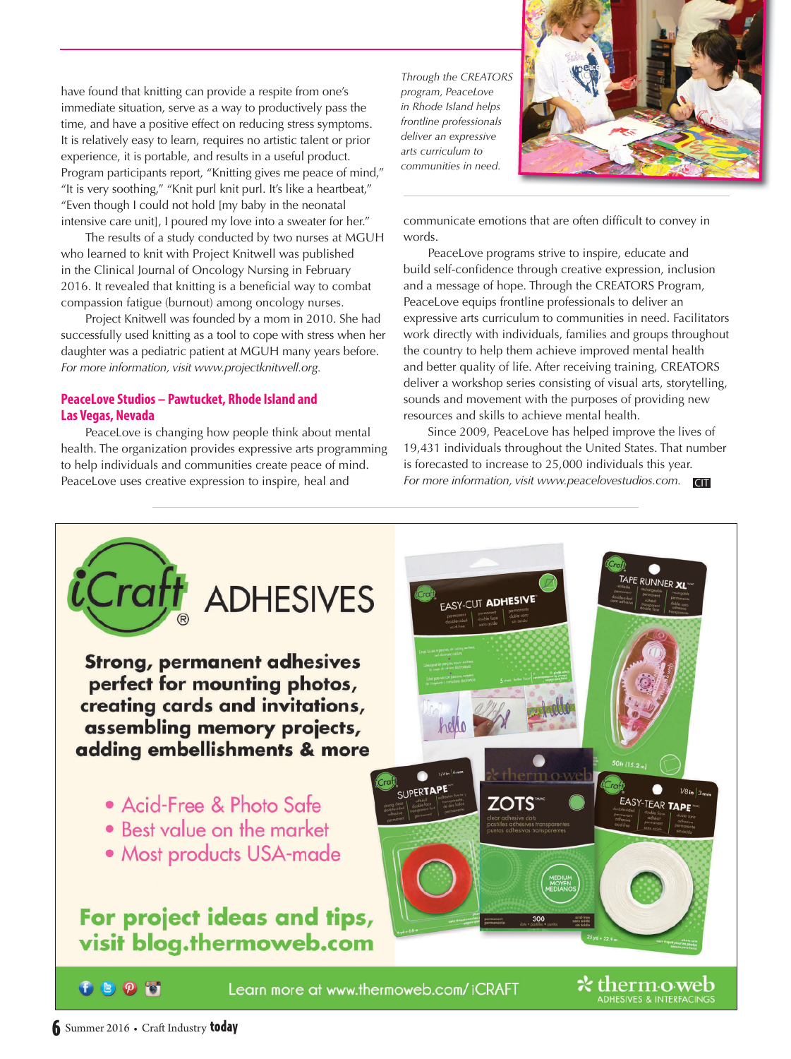have found that knitting can provide a respite from one's immediate situation, serve as a way to productively pass the time, and have a positive effect on reducing stress symptoms. It is relatively easy to learn, requires no artistic talent or prior experience, it is portable, and results in a useful product. Program participants report, "Knitting gives me peace of mind," "It is very soothing," "Knit purl knit purl. It's like a heartbeat," "Even though I could not hold [my baby in the neonatal intensive care unit], I poured my love into a sweater for her."

The results of a study conducted by two nurses at MGUH who learned to knit with Project Knitwell was published in the Clinical Journal of Oncology Nursing in February 2016. It revealed that knitting is a beneficial way to combat compassion fatigue (burnout) among oncology nurses.

Project Knitwell was founded by a mom in 2010. She had successfully used knitting as a tool to cope with stress when her daughter was a pediatric patient at MGUH many years before. *For more information, visit www.projectknitwell.org.*

### PeaceLove Studios – Pawtucket, Rhode Island and Las Vegas, Nevada

PeaceLove is changing how people think about mental health. The organization provides expressive arts programming to help individuals and communities create peace of mind. PeaceLove uses creative expression to inspire, heal and communicate emotions that are often difficult to convey in words.

*Through the CREATORS program, PeaceLove in Rhode Island helps frontline professionals deliver an expressive arts curriculum to communities in need.*

PeaceLove programs strive to inspire, educate and build self-confidence through creative expression, inclusion and a message of hope. Through the CREATORS Program, PeaceLove equips frontline professionals to deliver an expressive arts curriculum to communities in need. Facilitators work directly with individuals, families and groups throughout the country to help them achieve improved mental health and better quality of life. After receiving training, CREATORS deliver a workshop series consisting of visual arts, storytelling, sounds and movement with the purposes of providing new resources and skills to achieve mental health.

Since 2009, PeaceLove has helped improve the lives of 19,431 individuals throughout the United States. That number is forecasted to increase to 25,000 individuals this year. *For more information, visit www.peacelovestudios.com.* CIT

iCraft® ADHESIVES

**Strong, permanent adhesives perfect for mounting photos, creating cards and invitations, assembling memory projects, adding embellishments & more**

- Acid-Free & Photo Safe
- Best value on the market
- Most products USA-made

**For project ideas and tips, visit blog.thermoweb.com**

Learn more at www.thermoweb.com/iCRAFT

therm-o-web ADHESIVES & INTERFACINGS